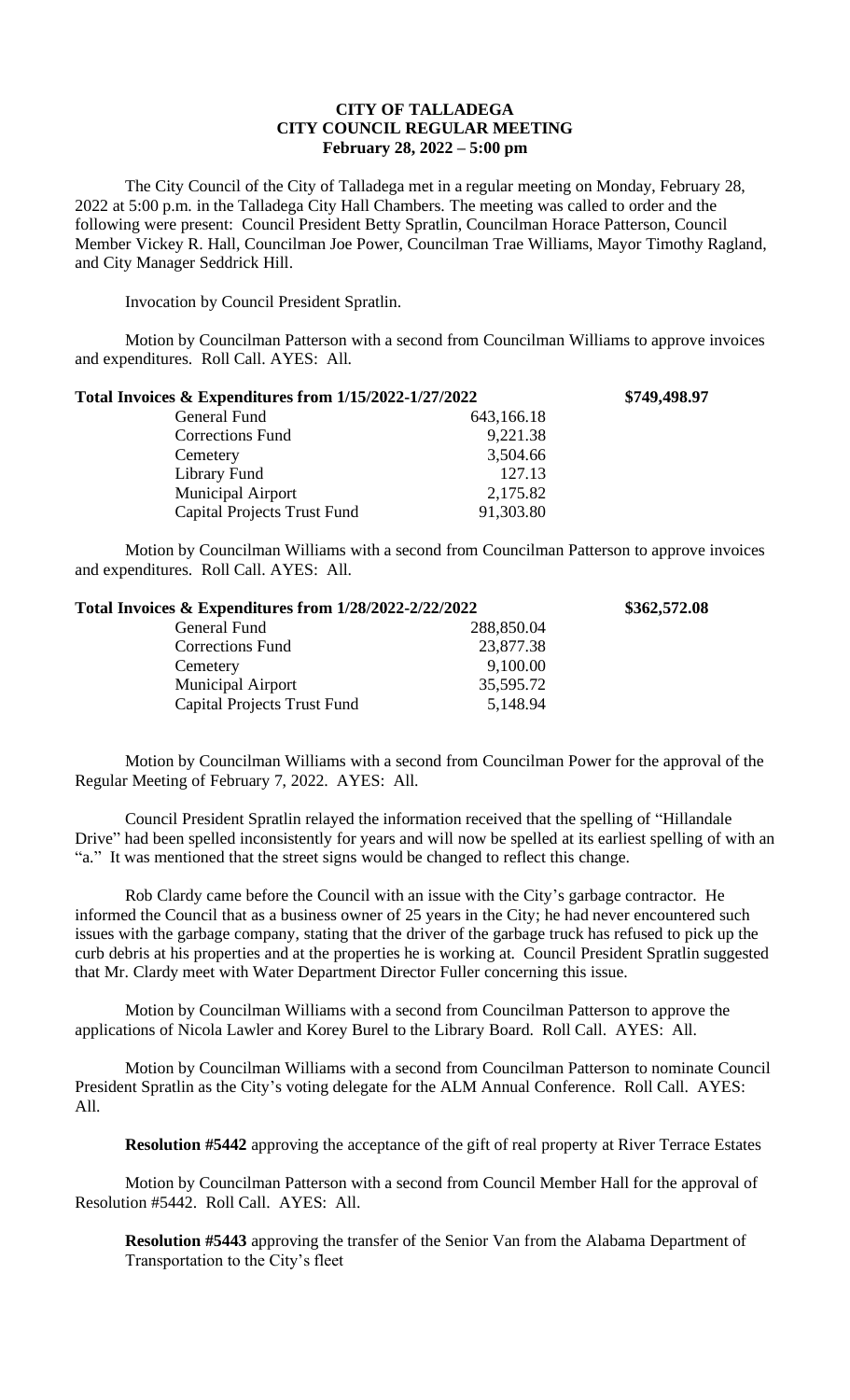**CITY OF TALLADEGA**
**CITY COUNCIL REGULAR MEETING**
**February 28, 2022 – 5:00 pm**

The City Council of the City of Talladega met in a regular meeting on Monday, February 28, 2022 at 5:00 p.m. in the Talladega City Hall Chambers. The meeting was called to order and the following were present: Council President Betty Spratlin, Councilman Horace Patterson, Council Member Vickey R. Hall, Councilman Joe Power, Councilman Trae Williams, Mayor Timothy Ragland, and City Manager Seddrick Hill.

Invocation by Council President Spratlin.

Motion by Councilman Patterson with a second from Councilman Williams to approve invoices and expenditures. Roll Call. AYES: All.

| **Total Invoices & Expenditures from 1/15/2022-1/27/2022** | | **\$749,498.97** |
|---|---|---|
| General Fund | 643,166.18 | |
| Corrections Fund | 9,221.38 | |
| Cemetery | 3,504.66 | |
| Library Fund | 127.13 | |
| Municipal Airport | 2,175.82 | |
| Capital Projects Trust Fund | 91,303.80 | |

Motion by Councilman Williams with a second from Councilman Patterson to approve invoices and expenditures. Roll Call. AYES: All.

| **Total Invoices & Expenditures from 1/28/2022-2/22/2022** | | **\$362,572.08** |
|---|---|---|
| General Fund | 288,850.04 | |
| Corrections Fund | 23,877.38 | |
| Cemetery | 9,100.00 | |
| Municipal Airport | 35,595.72 | |
| Capital Projects Trust Fund | 5,148.94 | |

Motion by Councilman Williams with a second from Councilman Power for the approval of the Regular Meeting of February 7, 2022. AYES: All.

Council President Spratlin relayed the information received that the spelling of "Hillandale Drive" had been spelled inconsistently for years and will now be spelled at its earliest spelling of with an "a." It was mentioned that the street signs would be changed to reflect this change.

Rob Clardy came before the Council with an issue with the City's garbage contractor. He informed the Council that as a business owner of 25 years in the City; he had never encountered such issues with the garbage company, stating that the driver of the garbage truck has refused to pick up the curb debris at his properties and at the properties he is working at. Council President Spratlin suggested that Mr. Clardy meet with Water Department Director Fuller concerning this issue.

Motion by Councilman Williams with a second from Councilman Patterson to approve the applications of Nicola Lawler and Korey Burel to the Library Board. Roll Call. AYES: All.

Motion by Councilman Williams with a second from Councilman Patterson to nominate Council President Spratlin as the City's voting delegate for the ALM Annual Conference. Roll Call. AYES: All.

**Resolution #5442** approving the acceptance of the gift of real property at River Terrace Estates

Motion by Councilman Patterson with a second from Council Member Hall for the approval of Resolution #5442. Roll Call. AYES: All.

**Resolution #5443** approving the transfer of the Senior Van from the Alabama Department of Transportation to the City's fleet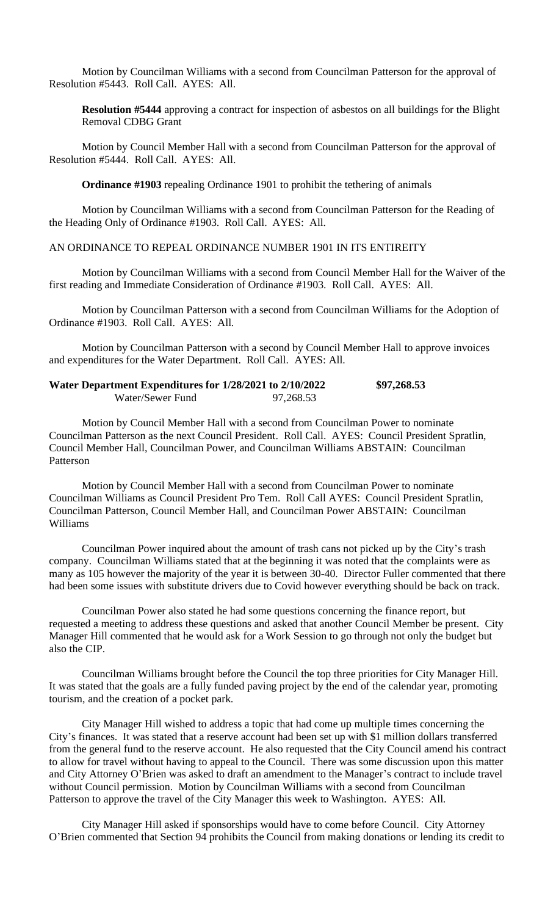Motion by Councilman Williams with a second from Councilman Patterson for the approval of Resolution #5443. Roll Call. AYES: All.

**Resolution #5444** approving a contract for inspection of asbestos on all buildings for the Blight Removal CDBG Grant

Motion by Council Member Hall with a second from Councilman Patterson for the approval of Resolution #5444. Roll Call. AYES: All.

**Ordinance #1903** repealing Ordinance 1901 to prohibit the tethering of animals

Motion by Councilman Williams with a second from Councilman Patterson for the Reading of the Heading Only of Ordinance #1903. Roll Call. AYES: All.

AN ORDINANCE TO REPEAL ORDINANCE NUMBER 1901 IN ITS ENTIREITY

Motion by Councilman Williams with a second from Council Member Hall for the Waiver of the first reading and Immediate Consideration of Ordinance #1903. Roll Call. AYES: All.

Motion by Councilman Patterson with a second from Councilman Williams for the Adoption of Ordinance #1903. Roll Call. AYES: All.

Motion by Councilman Patterson with a second by Council Member Hall to approve invoices and expenditures for the Water Department. Roll Call. AYES: All.

| **Water Department Expenditures for 1/28/2021 to 2/10/2022** | | **$97,268.53** |
|---|---|---|
| Water/Sewer Fund | 97,268.53 | |

Motion by Council Member Hall with a second from Councilman Power to nominate Councilman Patterson as the next Council President. Roll Call. AYES: Council President Spratlin, Council Member Hall, Councilman Power, and Councilman Williams ABSTAIN: Councilman Patterson

Motion by Council Member Hall with a second from Councilman Power to nominate Councilman Williams as Council President Pro Tem. Roll Call AYES: Council President Spratlin, Councilman Patterson, Council Member Hall, and Councilman Power ABSTAIN: Councilman Williams

Councilman Power inquired about the amount of trash cans not picked up by the City's trash company. Councilman Williams stated that at the beginning it was noted that the complaints were as many as 105 however the majority of the year it is between 30-40. Director Fuller commented that there had been some issues with substitute drivers due to Covid however everything should be back on track.

Councilman Power also stated he had some questions concerning the finance report, but requested a meeting to address these questions and asked that another Council Member be present. City Manager Hill commented that he would ask for a Work Session to go through not only the budget but also the CIP.

Councilman Williams brought before the Council the top three priorities for City Manager Hill. It was stated that the goals are a fully funded paving project by the end of the calendar year, promoting tourism, and the creation of a pocket park.

City Manager Hill wished to address a topic that had come up multiple times concerning the City's finances. It was stated that a reserve account had been set up with $1 million dollars transferred from the general fund to the reserve account. He also requested that the City Council amend his contract to allow for travel without having to appeal to the Council. There was some discussion upon this matter and City Attorney O'Brien was asked to draft an amendment to the Manager's contract to include travel without Council permission. Motion by Councilman Williams with a second from Councilman Patterson to approve the travel of the City Manager this week to Washington. AYES: All.

City Manager Hill asked if sponsorships would have to come before Council. City Attorney O'Brien commented that Section 94 prohibits the Council from making donations or lending its credit to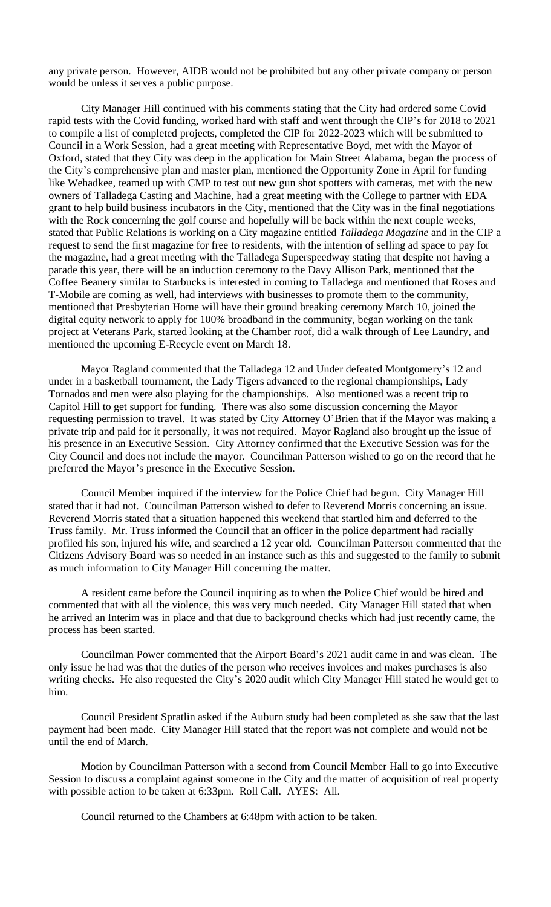any private person. However, AIDB would not be prohibited but any other private company or person would be unless it serves a public purpose.

City Manager Hill continued with his comments stating that the City had ordered some Covid rapid tests with the Covid funding, worked hard with staff and went through the CIP's for 2018 to 2021 to compile a list of completed projects, completed the CIP for 2022-2023 which will be submitted to Council in a Work Session, had a great meeting with Representative Boyd, met with the Mayor of Oxford, stated that they City was deep in the application for Main Street Alabama, began the process of the City's comprehensive plan and master plan, mentioned the Opportunity Zone in April for funding like Wehadkee, teamed up with CMP to test out new gun shot spotters with cameras, met with the new owners of Talladega Casting and Machine, had a great meeting with the College to partner with EDA grant to help build business incubators in the City, mentioned that the City was in the final negotiations with the Rock concerning the golf course and hopefully will be back within the next couple weeks, stated that Public Relations is working on a City magazine entitled *Talladega Magazine* and in the CIP a request to send the first magazine for free to residents, with the intention of selling ad space to pay for the magazine, had a great meeting with the Talladega Superspeedway stating that despite not having a parade this year, there will be an induction ceremony to the Davy Allison Park, mentioned that the Coffee Beanery similar to Starbucks is interested in coming to Talladega and mentioned that Roses and T-Mobile are coming as well, had interviews with businesses to promote them to the community, mentioned that Presbyterian Home will have their ground breaking ceremony March 10, joined the digital equity network to apply for 100% broadband in the community, began working on the tank project at Veterans Park, started looking at the Chamber roof, did a walk through of Lee Laundry, and mentioned the upcoming E-Recycle event on March 18.

Mayor Ragland commented that the Talladega 12 and Under defeated Montgomery's 12 and under in a basketball tournament, the Lady Tigers advanced to the regional championships, Lady Tornados and men were also playing for the championships. Also mentioned was a recent trip to Capitol Hill to get support for funding. There was also some discussion concerning the Mayor requesting permission to travel. It was stated by City Attorney O'Brien that if the Mayor was making a private trip and paid for it personally, it was not required. Mayor Ragland also brought up the issue of his presence in an Executive Session. City Attorney confirmed that the Executive Session was for the City Council and does not include the mayor. Councilman Patterson wished to go on the record that he preferred the Mayor's presence in the Executive Session.

Council Member inquired if the interview for the Police Chief had begun. City Manager Hill stated that it had not. Councilman Patterson wished to defer to Reverend Morris concerning an issue. Reverend Morris stated that a situation happened this weekend that startled him and deferred to the Truss family. Mr. Truss informed the Council that an officer in the police department had racially profiled his son, injured his wife, and searched a 12 year old. Councilman Patterson commented that the Citizens Advisory Board was so needed in an instance such as this and suggested to the family to submit as much information to City Manager Hill concerning the matter.

A resident came before the Council inquiring as to when the Police Chief would be hired and commented that with all the violence, this was very much needed. City Manager Hill stated that when he arrived an Interim was in place and that due to background checks which had just recently came, the process has been started.

Councilman Power commented that the Airport Board's 2021 audit came in and was clean. The only issue he had was that the duties of the person who receives invoices and makes purchases is also writing checks. He also requested the City's 2020 audit which City Manager Hill stated he would get to him.

Council President Spratlin asked if the Auburn study had been completed as she saw that the last payment had been made. City Manager Hill stated that the report was not complete and would not be until the end of March.

Motion by Councilman Patterson with a second from Council Member Hall to go into Executive Session to discuss a complaint against someone in the City and the matter of acquisition of real property with possible action to be taken at 6:33pm. Roll Call. AYES: All.

Council returned to the Chambers at 6:48pm with action to be taken.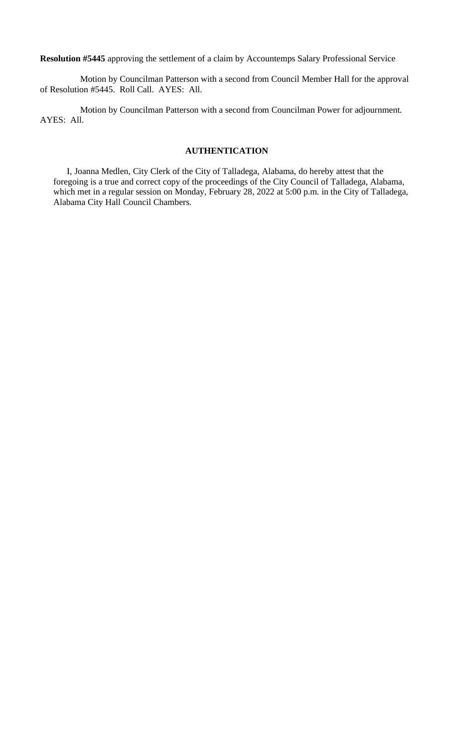**Resolution #5445** approving the settlement of a claim by Accountemps Salary Professional Service

Motion by Councilman Patterson with a second from Council Member Hall for the approval of Resolution #5445. Roll Call. AYES: All.

Motion by Councilman Patterson with a second from Councilman Power for adjournment. AYES: All.

## AUTHENTICATION

I, Joanna Medlen, City Clerk of the City of Talladega, Alabama, do hereby attest that the foregoing is a true and correct copy of the proceedings of the City Council of Talladega, Alabama, which met in a regular session on Monday, February 28, 2022 at 5:00 p.m. in the City of Talladega, Alabama City Hall Council Chambers.